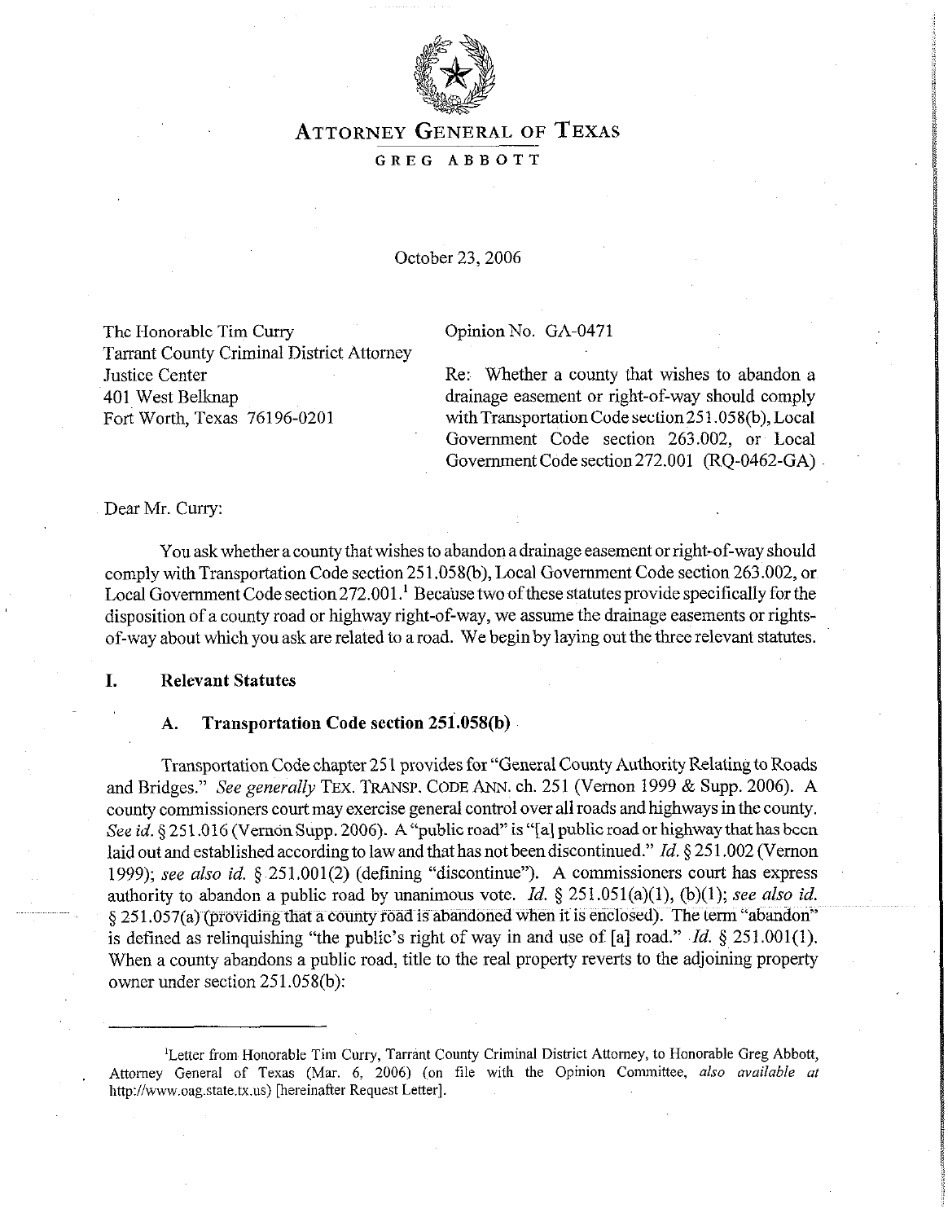# ATTORNEY GENERAL OF TEXAS

GREG ABBOTT

October 23, 2006

The Honorable Tim Curry
Tarrant County Criminal District Attorney
Justice Center
401 West Belknap
Fort Worth, Texas 76196-0201

Opinion No. GA-0471

Re: Whether a county that wishes to abandon a drainage easement or right-of-way should comply with Transportation Code section 251.058(b), Local Government Code section 263.002, or Local Government Code section 272.001 (RQ-0462-GA)

Dear Mr. Curry:

You ask whether a county that wishes to abandon a drainage easement or right-of-way should comply with Transportation Code section 251.058(b), Local Government Code section 263.002, or Local Government Code section 272.001.[1] Because two of these statutes provide specifically for the disposition of a county road or highway right-of-way, we assume the drainage easements or rights-of-way about which you ask are related to a road. We begin by laying out the three relevant statutes.

## I. Relevant Statutes

### A. Transportation Code section 251.058(b)

Transportation Code chapter 251 provides for "General County Authority Relating to Roads and Bridges." *See generally* TEX. TRANSP. CODE ANN. ch. 251 (Vernon 1999 & Supp. 2006). A county commissioners court may exercise general control over all roads and highways in the county. *See id.* § 251.016 (Vernon Supp. 2006). A "public road" is "[a] public road or highway that has been laid out and established according to law and that has not been discontinued." *Id.* § 251.002 (Vernon 1999); *see also id.* § 251.001(2) (defining "discontinue"). A commissioners court has express authority to abandon a public road by unanimous vote. *Id.* § 251.051(a)(1), (b)(1); *see also id.* § 251.057(a) (providing that a county road is abandoned when it is enclosed). The term "abandon" is defined as relinquishing "the public's right of way in and use of [a] road." *Id.* § 251.001(1). When a county abandons a public road, title to the real property reverts to the adjoining property owner under section 251.058(b):

---

[1] Letter from Honorable Tim Curry, Tarrant County Criminal District Attorney, to Honorable Greg Abbott, Attorney General of Texas (Mar. 6, 2006) (on file with the Opinion Committee, *also available at* http://www.oag.state.tx.us) [hereinafter Request Letter].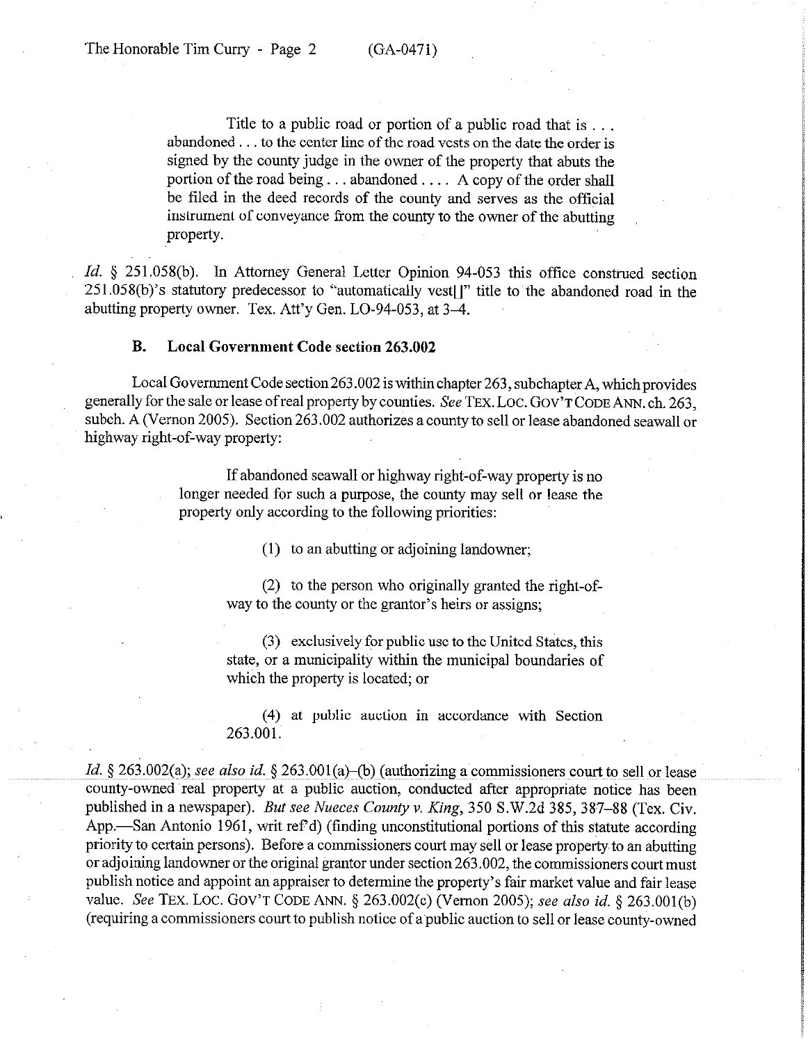> Title to a public road or portion of a public road that is . . . abandoned . . . to the center line of the road vests on the date the order is signed by the county judge in the owner of the property that abuts the portion of the road being . . . abandoned . . . . A copy of the order shall be filed in the deed records of the county and serves as the official instrument of conveyance from the county to the owner of the abutting property.

*Id.* § 251.058(b). In Attorney General Letter Opinion 94-053 this office construed section 251.058(b)'s statutory predecessor to "automatically vest[]" title to the abandoned road in the abutting property owner. Tex. Att'y Gen. LO-94-053, at 3–4.

### B. Local Government Code section 263.002

Local Government Code section 263.002 is within chapter 263, subchapter A, which provides generally for the sale or lease of real property by counties. *See* TEX. LOC. GOV'T CODE ANN. ch. 263, subch. A (Vernon 2005). Section 263.002 authorizes a county to sell or lease abandoned seawall or highway right-of-way property:

> If abandoned seawall or highway right-of-way property is no longer needed for such a purpose, the county may sell or lease the property only according to the following priorities:
>
> (1) to an abutting or adjoining landowner;
>
> (2) to the person who originally granted the right-of-way to the county or the grantor's heirs or assigns;
>
> (3) exclusively for public use to the United States, this state, or a municipality within the municipal boundaries of which the property is located; or
>
> (4) at public auction in accordance with Section 263.001.

*Id.* § 263.002(a); *see also id.* § 263.001(a)–(b) (authorizing a commissioners court to sell or lease county-owned real property at a public auction, conducted after appropriate notice has been published in a newspaper). *But see Nueces County v. King*, 350 S.W.2d 385, 387–88 (Tex. Civ. App.—San Antonio 1961, writ ref'd) (finding unconstitutional portions of this statute according priority to certain persons). Before a commissioners court may sell or lease property to an abutting or adjoining landowner or the original grantor under section 263.002, the commissioners court must publish notice and appoint an appraiser to determine the property's fair market value and fair lease value. *See* TEX. LOC. GOV'T CODE ANN. § 263.002(c) (Vernon 2005); *see also id.* § 263.001(b) (requiring a commissioners court to publish notice of a public auction to sell or lease county-owned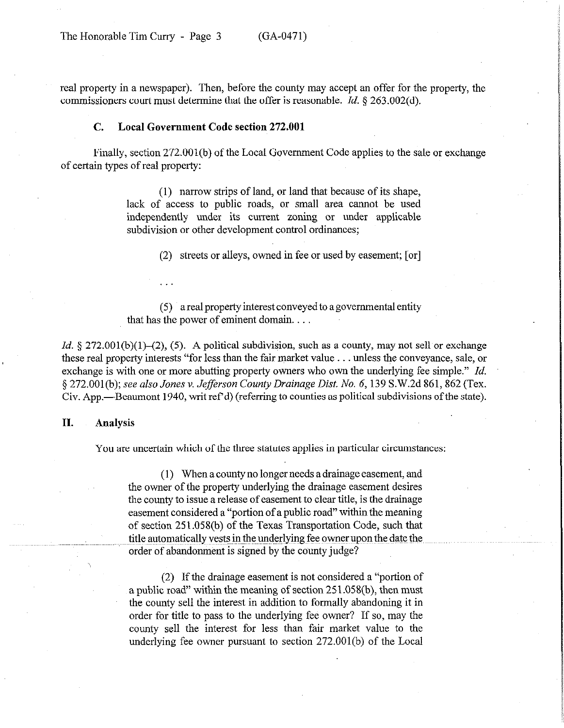real property in a newspaper). Then, before the county may accept an offer for the property, the commissioners court must determine that the offer is reasonable. *Id.* § 263.002(d).

### C. Local Government Code section 272.001

Finally, section 272.001(b) of the Local Government Code applies to the sale or exchange of certain types of real property:

> (1) narrow strips of land, or land that because of its shape, lack of access to public roads, or small area cannot be used independently under its current zoning or under applicable subdivision or other development control ordinances;
>
> (2) streets or alleys, owned in fee or used by easement; [or]
>
> . . .
>
> (5) a real property interest conveyed to a governmental entity that has the power of eminent domain. . . .

*Id.* § 272.001(b)(1)–(2), (5). A political subdivision, such as a county, may not sell or exchange these real property interests "for less than the fair market value . . . unless the conveyance, sale, or exchange is with one or more abutting property owners who own the underlying fee simple." *Id.* § 272.001(b); *see also Jones v. Jefferson County Drainage Dist. No. 6*, 139 S.W.2d 861, 862 (Tex. Civ. App.—Beaumont 1940, writ ref'd) (referring to counties as political subdivisions of the state).

## II. Analysis

You are uncertain which of the three statutes applies in particular circumstances:

> (1) When a county no longer needs a drainage easement, and the owner of the property underlying the drainage easement desires the county to issue a release of easement to clear title, is the drainage easement considered a "portion of a public road" within the meaning of section 251.058(b) of the Texas Transportation Code, such that title automatically vests in the underlying fee owner upon the date the order of abandonment is signed by the county judge?
>
> (2) If the drainage easement is not considered a "portion of a public road" within the meaning of section 251.058(b), then must the county sell the interest in addition to formally abandoning it in order for title to pass to the underlying fee owner? If so, may the county sell the interest for less than fair market value to the underlying fee owner pursuant to section 272.001(b) of the Local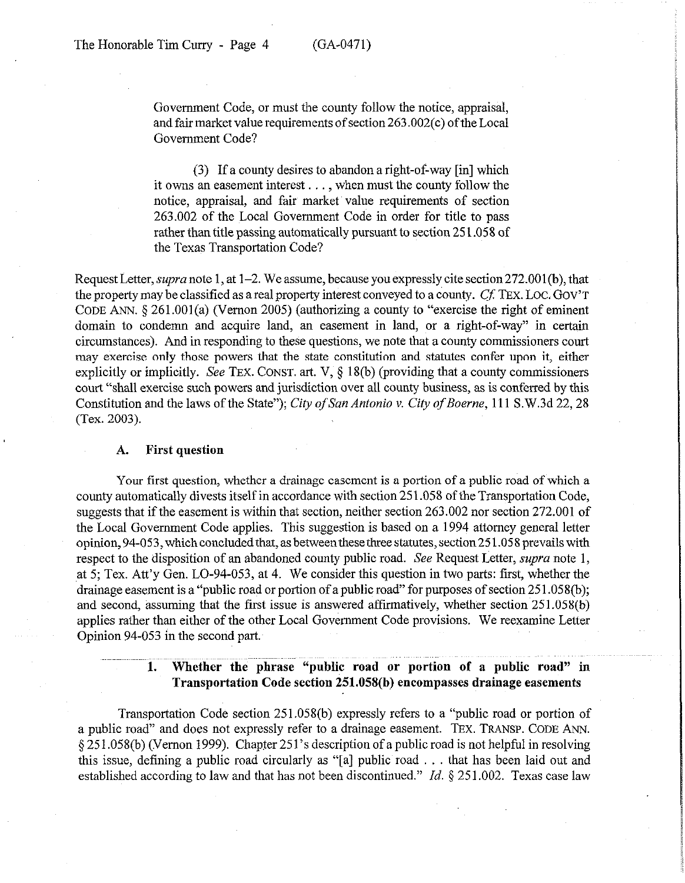Government Code, or must the county follow the notice, appraisal, and fair market value requirements of section 263.002(c) of the Local Government Code?

(3) If a county desires to abandon a right-of-way [in] which it owns an easement interest . . . , when must the county follow the notice, appraisal, and fair market value requirements of section 263.002 of the Local Government Code in order for title to pass rather than title passing automatically pursuant to section 251.058 of the Texas Transportation Code?

Request Letter, *supra* note 1, at 1–2. We assume, because you expressly cite section 272.001(b), that the property may be classified as a real property interest conveyed to a county. *Cf.* TEX. LOC. GOV'T CODE ANN. § 261.001(a) (Vernon 2005) (authorizing a county to "exercise the right of eminent domain to condemn and acquire land, an easement in land, or a right-of-way" in certain circumstances). And in responding to these questions, we note that a county commissioners court may exercise only those powers that the state constitution and statutes confer upon it, either explicitly or implicitly. *See* TEX. CONST. art. V, § 18(b) (providing that a county commissioners court "shall exercise such powers and jurisdiction over all county business, as is conferred by this Constitution and the laws of the State"); *City of San Antonio v. City of Boerne*, 111 S.W.3d 22, 28 (Tex. 2003).

### A. First question

Your first question, whether a drainage easement is a portion of a public road of which a county automatically divests itself in accordance with section 251.058 of the Transportation Code, suggests that if the easement is within that section, neither section 263.002 nor section 272.001 of the Local Government Code applies. This suggestion is based on a 1994 attorney general letter opinion, 94-053, which concluded that, as between these three statutes, section 251.058 prevails with respect to the disposition of an abandoned county public road. *See* Request Letter, *supra* note 1, at 5; Tex. Att'y Gen. LO-94-053, at 4. We consider this question in two parts: first, whether the drainage easement is a "public road or portion of a public road" for purposes of section 251.058(b); and second, assuming that the first issue is answered affirmatively, whether section 251.058(b) applies rather than either of the other Local Government Code provisions. We reexamine Letter Opinion 94-053 in the second part.

#### 1. Whether the phrase "public road or portion of a public road" in Transportation Code section 251.058(b) encompasses drainage easements

Transportation Code section 251.058(b) expressly refers to a "public road or portion of a public road" and does not expressly refer to a drainage easement. TEX. TRANSP. CODE ANN. § 251.058(b) (Vernon 1999). Chapter 251's description of a public road is not helpful in resolving this issue, defining a public road circularly as "[a] public road . . . that has been laid out and established according to law and that has not been discontinued." *Id.* § 251.002. Texas case law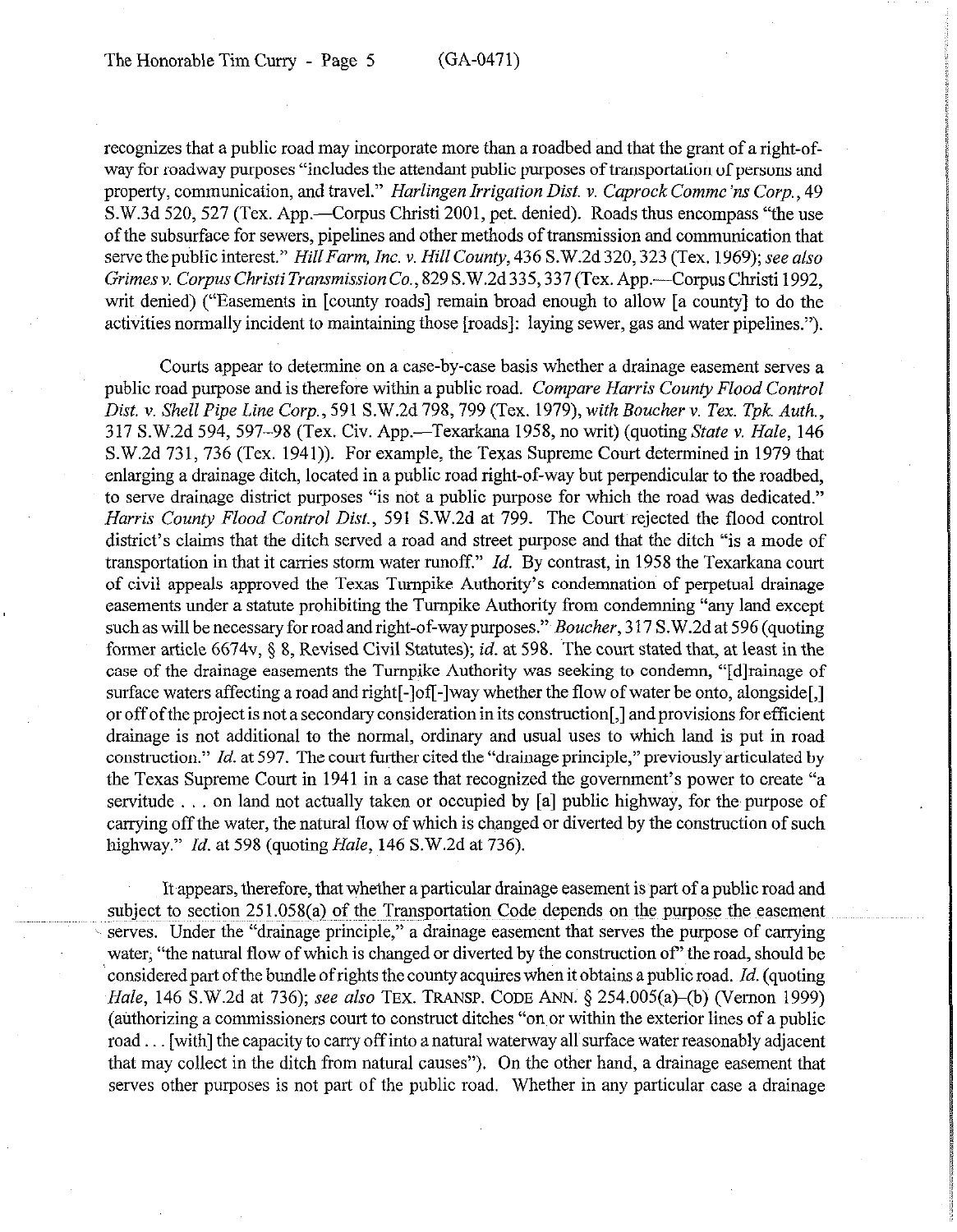recognizes that a public road may incorporate more than a roadbed and that the grant of a right-of-way for roadway purposes "includes the attendant public purposes of transportation of persons and property, communication, and travel." *Harlingen Irrigation Dist. v. Caprock Commc'ns Corp.*, 49 S.W.3d 520, 527 (Tex. App.—Corpus Christi 2001, pet. denied). Roads thus encompass "the use of the subsurface for sewers, pipelines and other methods of transmission and communication that serve the public interest." *Hill Farm, Inc. v. Hill County*, 436 S.W.2d 320, 323 (Tex. 1969); *see also Grimes v. Corpus Christi Transmission Co.*, 829 S.W.2d 335, 337 (Tex. App.—Corpus Christi 1992, writ denied) ("Easements in [county roads] remain broad enough to allow [a county] to do the activities normally incident to maintaining those [roads]: laying sewer, gas and water pipelines.").

Courts appear to determine on a case-by-case basis whether a drainage easement serves a public road purpose and is therefore within a public road. *Compare Harris County Flood Control Dist. v. Shell Pipe Line Corp.*, 591 S.W.2d 798, 799 (Tex. 1979), *with Boucher v. Tex. Tpk. Auth.*, 317 S.W.2d 594, 597–98 (Tex. Civ. App.—Texarkana 1958, no writ) (quoting *State v. Hale*, 146 S.W.2d 731, 736 (Tex. 1941)). For example, the Texas Supreme Court determined in 1979 that enlarging a drainage ditch, located in a public road right-of-way but perpendicular to the roadbed, to serve drainage district purposes "is not a public purpose for which the road was dedicated." *Harris County Flood Control Dist.*, 591 S.W.2d at 799. The Court rejected the flood control district's claims that the ditch served a road and street purpose and that the ditch "is a mode of transportation in that it carries storm water runoff." *Id.* By contrast, in 1958 the Texarkana court of civil appeals approved the Texas Turnpike Authority's condemnation of perpetual drainage easements under a statute prohibiting the Turnpike Authority from condemning "any land except such as will be necessary for road and right-of-way purposes." *Boucher*, 317 S.W.2d at 596 (quoting former article 6674v, § 8, Revised Civil Statutes); *id.* at 598. The court stated that, at least in the case of the drainage easements the Turnpike Authority was seeking to condemn, "[d]rainage of surface waters affecting a road and right[-]of[-]way whether the flow of water be onto, alongside[,] or off of the project is not a secondary consideration in its construction[,] and provisions for efficient drainage is not additional to the normal, ordinary and usual uses to which land is put in road construction." *Id.* at 597. The court further cited the "drainage principle," previously articulated by the Texas Supreme Court in 1941 in a case that recognized the government's power to create "a servitude . . . on land not actually taken or occupied by [a] public highway, for the purpose of carrying off the water, the natural flow of which is changed or diverted by the construction of such highway." *Id.* at 598 (quoting *Hale*, 146 S.W.2d at 736).

It appears, therefore, that whether a particular drainage easement is part of a public road and subject to section 251.058(a) of the Transportation Code depends on the purpose the easement serves. Under the "drainage principle," a drainage easement that serves the purpose of carrying water, "the natural flow of which is changed or diverted by the construction of" the road, should be considered part of the bundle of rights the county acquires when it obtains a public road. *Id.* (quoting *Hale*, 146 S.W.2d at 736); *see also* TEX. TRANSP. CODE ANN. § 254.005(a)–(b) (Vernon 1999) (authorizing a commissioners court to construct ditches "on or within the exterior lines of a public road . . . [with] the capacity to carry off into a natural waterway all surface water reasonably adjacent that may collect in the ditch from natural causes"). On the other hand, a drainage easement that serves other purposes is not part of the public road. Whether in any particular case a drainage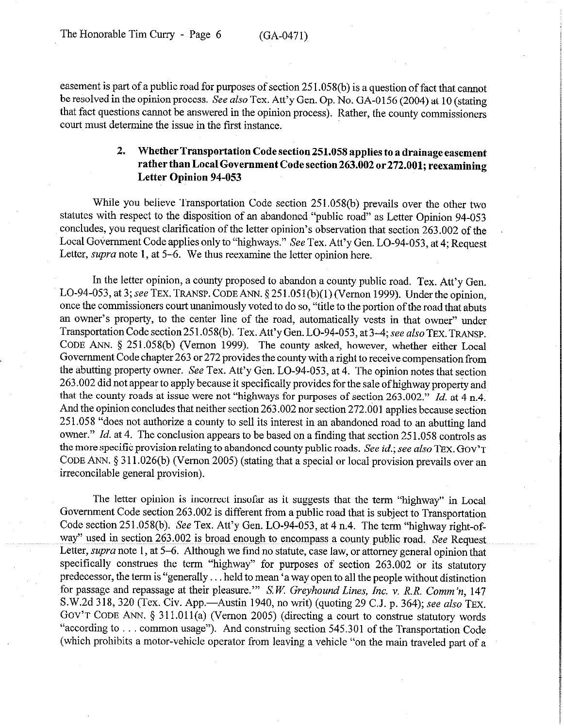easement is part of a public road for purposes of section 251.058(b) is a question of fact that cannot be resolved in the opinion process. *See also* Tex. Att'y Gen. Op. No. GA-0156 (2004) at 10 (stating that fact questions cannot be answered in the opinion process). Rather, the county commissioners court must determine the issue in the first instance.

### 2. Whether Transportation Code section 251.058 applies to a drainage easement rather than Local Government Code section 263.002 or 272.001; reexamining Letter Opinion 94-053

While you believe Transportation Code section 251.058(b) prevails over the other two statutes with respect to the disposition of an abandoned "public road" as Letter Opinion 94-053 concludes, you request clarification of the letter opinion's observation that section 263.002 of the Local Government Code applies only to "highways." *See* Tex. Att'y Gen. LO-94-053, at 4; Request Letter, *supra* note 1, at 5–6. We thus reexamine the letter opinion here.

In the letter opinion, a county proposed to abandon a county public road. Tex. Att'y Gen. LO-94-053, at 3; *see* TEX. TRANSP. CODE ANN. § 251.051(b)(1) (Vernon 1999). Under the opinion, once the commissioners court unanimously voted to do so, "title to the portion of the road that abuts an owner's property, to the center line of the road, automatically vests in that owner" under Transportation Code section 251.058(b). Tex. Att'y Gen. LO-94-053, at 3–4; *see also* TEX. TRANSP. CODE ANN. § 251.058(b) (Vernon 1999). The county asked, however, whether either Local Government Code chapter 263 or 272 provides the county with a right to receive compensation from the abutting property owner. *See* Tex. Att'y Gen. LO-94-053, at 4. The opinion notes that section 263.002 did not appear to apply because it specifically provides for the sale of highway property and that the county roads at issue were not "highways for purposes of section 263.002." *Id.* at 4 n.4. And the opinion concludes that neither section 263.002 nor section 272.001 applies because section 251.058 "does not authorize a county to sell its interest in an abandoned road to an abutting land owner." *Id.* at 4. The conclusion appears to be based on a finding that section 251.058 controls as the more specific provision relating to abandoned county public roads. *See id.*; *see also* TEX. GOV'T CODE ANN. § 311.026(b) (Vernon 2005) (stating that a special or local provision prevails over an irreconcilable general provision).

The letter opinion is incorrect insofar as it suggests that the term "highway" in Local Government Code section 263.002 is different from a public road that is subject to Transportation Code section 251.058(b). *See* Tex. Att'y Gen. LO-94-053, at 4 n.4. The term "highway right-of-way" used in section 263.002 is broad enough to encompass a county public road. *See* Request Letter, *supra* note 1, at 5–6. Although we find no statute, case law, or attorney general opinion that specifically construes the term "highway" for purposes of section 263.002 or its statutory predecessor, the term is "generally . . . held to mean 'a way open to all the people without distinction for passage and repassage at their pleasure.'" *S.W. Greyhound Lines, Inc. v. R.R. Comm'n*, 147 S.W.2d 318, 320 (Tex. Civ. App.—Austin 1940, no writ) (quoting 29 C.J. p. 364); *see also* TEX. GOV'T CODE ANN. § 311.011(a) (Vernon 2005) (directing a court to construe statutory words "according to . . . common usage"). And construing section 545.301 of the Transportation Code (which prohibits a motor-vehicle operator from leaving a vehicle "on the main traveled part of a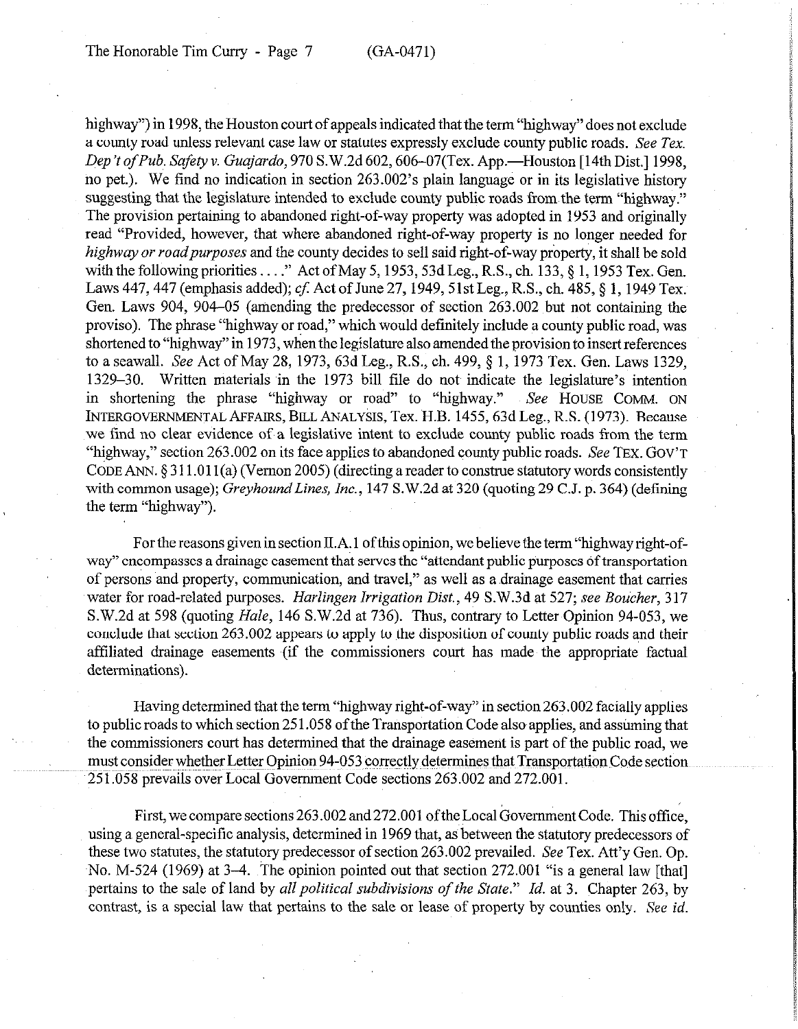highway") in 1998, the Houston court of appeals indicated that the term "highway" does not exclude a county road unless relevant case law or statutes expressly exclude county public roads. *See Tex. Dep't of Pub. Safety v. Guajardo*, 970 S.W.2d 602, 606–07(Tex. App.—Houston [14th Dist.] 1998, no pet.). We find no indication in section 263.002's plain language or in its legislative history suggesting that the legislature intended to exclude county public roads from the term "highway." The provision pertaining to abandoned right-of-way property was adopted in 1953 and originally read "Provided, however, that where abandoned right-of-way property is no longer needed for *highway or road purposes* and the county decides to sell said right-of-way property, it shall be sold with the following priorities . . . ." Act of May 5, 1953, 53d Leg., R.S., ch. 133, § 1, 1953 Tex. Gen. Laws 447, 447 (emphasis added); *cf.* Act of June 27, 1949, 51st Leg., R.S., ch. 485, § 1, 1949 Tex. Gen. Laws 904, 904–05 (amending the predecessor of section 263.002 but not containing the proviso). The phrase "highway or road," which would definitely include a county public road, was shortened to "highway" in 1973, when the legislature also amended the provision to insert references to a seawall. *See* Act of May 28, 1973, 63d Leg., R.S., ch. 499, § 1, 1973 Tex. Gen. Laws 1329, 1329–30. Written materials in the 1973 bill file do not indicate the legislature's intention in shortening the phrase "highway or road" to "highway." *See* HOUSE COMM. ON INTERGOVERNMENTAL AFFAIRS, BILL ANALYSIS, Tex. H.B. 1455, 63d Leg., R.S. (1973). Because we find no clear evidence of a legislative intent to exclude county public roads from the term "highway," section 263.002 on its face applies to abandoned county public roads. *See* TEX. GOV'T CODE ANN. § 311.011(a) (Vernon 2005) (directing a reader to construe statutory words consistently with common usage); *Greyhound Lines, Inc.*, 147 S.W.2d at 320 (quoting 29 C.J. p. 364) (defining the term "highway").

For the reasons given in section II.A.1 of this opinion, we believe the term "highway right-of-way" encompasses a drainage easement that serves the "attendant public purposes of transportation of persons and property, communication, and travel," as well as a drainage easement that carries water for road-related purposes. *Harlingen Irrigation Dist.*, 49 S.W.3d at 527; *see Boucher*, 317 S.W.2d at 598 (quoting *Hale*, 146 S.W.2d at 736). Thus, contrary to Letter Opinion 94-053, we conclude that section 263.002 appears to apply to the disposition of county public roads and their affiliated drainage easements (if the commissioners court has made the appropriate factual determinations).

Having determined that the term "highway right-of-way" in section 263.002 facially applies to public roads to which section 251.058 of the Transportation Code also applies, and assuming that the commissioners court has determined that the drainage easement is part of the public road, we must consider whether Letter Opinion 94-053 correctly determines that Transportation Code section 251.058 prevails over Local Government Code sections 263.002 and 272.001.

First, we compare sections 263.002 and 272.001 of the Local Government Code. This office, using a general-specific analysis, determined in 1969 that, as between the statutory predecessors of these two statutes, the statutory predecessor of section 263.002 prevailed. *See* Tex. Att'y Gen. Op. No. M-524 (1969) at 3–4. The opinion pointed out that section 272.001 "is a general law [that] pertains to the sale of land by *all political subdivisions of the State*." *Id.* at 3. Chapter 263, by contrast, is a special law that pertains to the sale or lease of property by counties only. *See id.*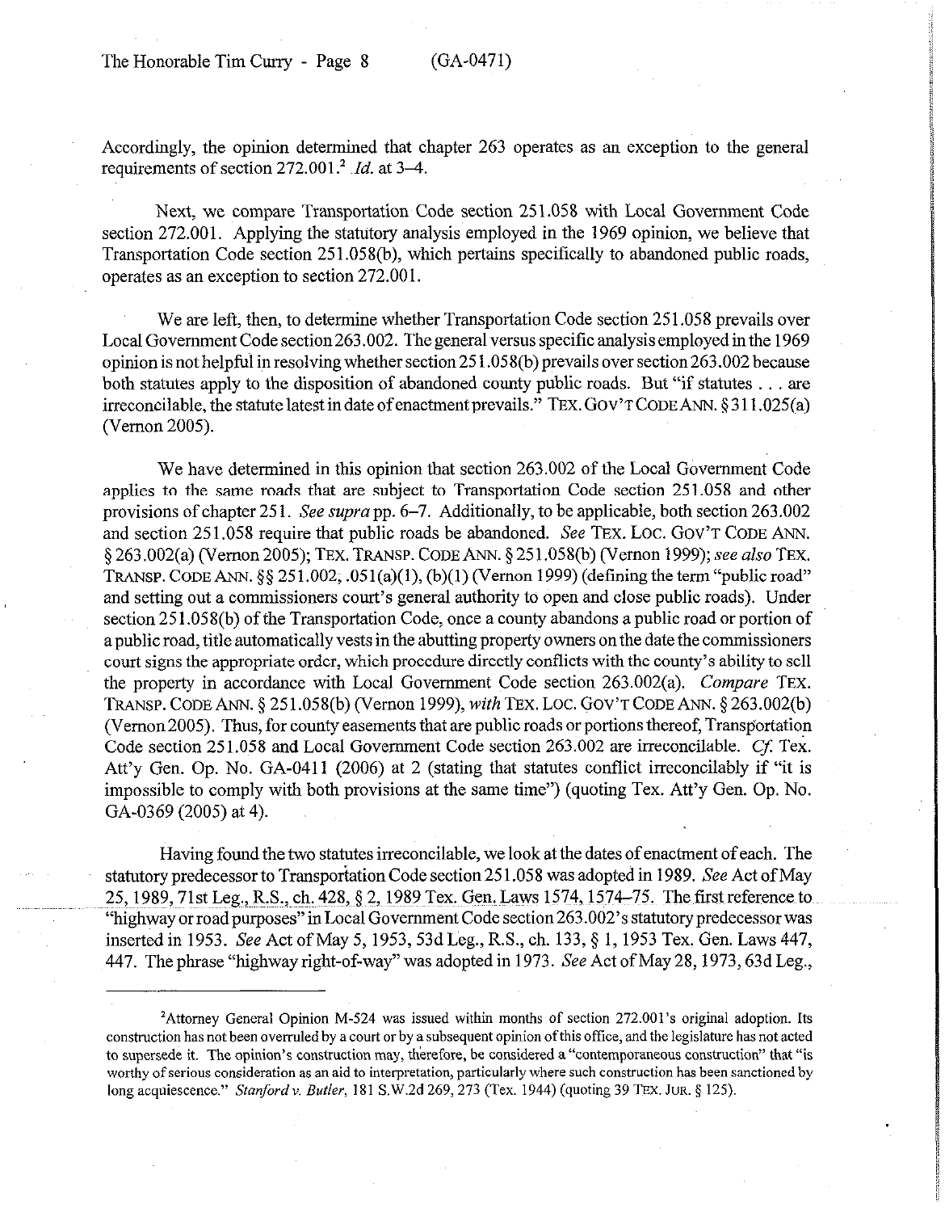Accordingly, the opinion determined that chapter 263 operates as an exception to the general requirements of section 272.001.[2] *Id.* at 3–4.

Next, we compare Transportation Code section 251.058 with Local Government Code section 272.001. Applying the statutory analysis employed in the 1969 opinion, we believe that Transportation Code section 251.058(b), which pertains specifically to abandoned public roads, operates as an exception to section 272.001.

We are left, then, to determine whether Transportation Code section 251.058 prevails over Local Government Code section 263.002. The general versus specific analysis employed in the 1969 opinion is not helpful in resolving whether section 251.058(b) prevails over section 263.002 because both statutes apply to the disposition of abandoned county public roads. But "if statutes . . . are irreconcilable, the statute latest in date of enactment prevails." TEX. GOV'T CODE ANN. § 311.025(a) (Vernon 2005).

We have determined in this opinion that section 263.002 of the Local Government Code applies to the same roads that are subject to Transportation Code section 251.058 and other provisions of chapter 251. *See supra* pp. 6–7. Additionally, to be applicable, both section 263.002 and section 251.058 require that public roads be abandoned. *See* TEX. LOC. GOV'T CODE ANN. § 263.002(a) (Vernon 2005); TEX. TRANSP. CODE ANN. § 251.058(b) (Vernon 1999); *see also* TEX. TRANSP. CODE ANN. §§ 251.002, .051(a)(1), (b)(1) (Vernon 1999) (defining the term "public road" and setting out a commissioners court's general authority to open and close public roads). Under section 251.058(b) of the Transportation Code, once a county abandons a public road or portion of a public road, title automatically vests in the abutting property owners on the date the commissioners court signs the appropriate order, which procedure directly conflicts with the county's ability to sell the property in accordance with Local Government Code section 263.002(a). *Compare* TEX. TRANSP. CODE ANN. § 251.058(b) (Vernon 1999), *with* TEX. LOC. GOV'T CODE ANN. § 263.002(b) (Vernon 2005). Thus, for county easements that are public roads or portions thereof, Transportation Code section 251.058 and Local Government Code section 263.002 are irreconcilable. *Cf.* Tex. Att'y Gen. Op. No. GA-0411 (2006) at 2 (stating that statutes conflict irreconcilably if "it is impossible to comply with both provisions at the same time") (quoting Tex. Att'y Gen. Op. No. GA-0369 (2005) at 4).

Having found the two statutes irreconcilable, we look at the dates of enactment of each. The statutory predecessor to Transportation Code section 251.058 was adopted in 1989. *See* Act of May 25, 1989, 71st Leg., R.S., ch. 428, § 2, 1989 Tex. Gen. Laws 1574, 1574–75. The first reference to "highway or road purposes" in Local Government Code section 263.002's statutory predecessor was inserted in 1953. *See* Act of May 5, 1953, 53d Leg., R.S., ch. 133, § 1, 1953 Tex. Gen. Laws 447, 447. The phrase "highway right-of-way" was adopted in 1973. *See* Act of May 28, 1973, 63d Leg.,

---

[2]Attorney General Opinion M-524 was issued within months of section 272.001's original adoption. Its construction has not been overruled by a court or by a subsequent opinion of this office, and the legislature has not acted to supersede it. The opinion's construction may, therefore, be considered a "contemporaneous construction" that "is worthy of serious consideration as an aid to interpretation, particularly where such construction has been sanctioned by long acquiescence." *Stanford v. Butler*, 181 S.W.2d 269, 273 (Tex. 1944) (quoting 39 TEX. JUR. § 125).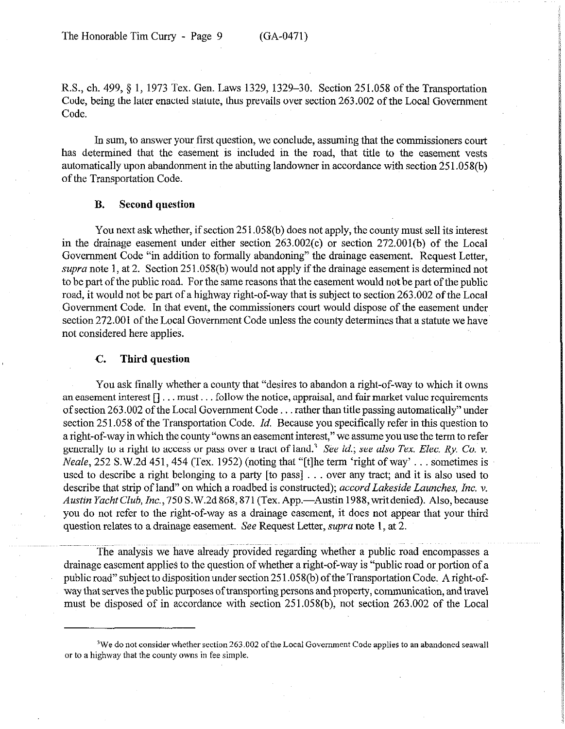R.S., ch. 499, § 1, 1973 Tex. Gen. Laws 1329, 1329–30. Section 251.058 of the Transportation Code, being the later enacted statute, thus prevails over section 263.002 of the Local Government Code.

In sum, to answer your first question, we conclude, assuming that the commissioners court has determined that the easement is included in the road, that title to the easement vests automatically upon abandonment in the abutting landowner in accordance with section 251.058(b) of the Transportation Code.

### B. Second question

You next ask whether, if section 251.058(b) does not apply, the county must sell its interest in the drainage easement under either section 263.002(c) or section 272.001(b) of the Local Government Code "in addition to formally abandoning" the drainage easement. Request Letter, *supra* note 1, at 2. Section 251.058(b) would not apply if the drainage easement is determined not to be part of the public road. For the same reasons that the easement would not be part of the public road, it would not be part of a highway right-of-way that is subject to section 263.002 of the Local Government Code. In that event, the commissioners court would dispose of the easement under section 272.001 of the Local Government Code unless the county determines that a statute we have not considered here applies.

### C. Third question

You ask finally whether a county that "desires to abandon a right-of-way to which it owns an easement interest [] . . . must . . . follow the notice, appraisal, and fair market value requirements of section 263.002 of the Local Government Code . . . rather than title passing automatically" under section 251.058 of the Transportation Code. *Id.* Because you specifically refer in this question to a right-of-way in which the county "owns an easement interest," we assume you use the term to refer generally to a right to access or pass over a tract of land.[3] *See id.*; *see also Tex. Elec. Ry. Co. v. Neale*, 252 S.W.2d 451, 454 (Tex. 1952) (noting that "[t]he term 'right of way' . . . sometimes is used to describe a right belonging to a party [to pass] . . . over any tract; and it is also used to describe that strip of land" on which a roadbed is constructed); *accord Lakeside Launches, Inc. v. Austin Yacht Club, Inc.*, 750 S.W.2d 868, 871 (Tex. App.—Austin 1988, writ denied). Also, because you do not refer to the right-of-way as a drainage easement, it does not appear that your third question relates to a drainage easement. *See* Request Letter, *supra* note 1, at 2.

The analysis we have already provided regarding whether a public road encompasses a drainage easement applies to the question of whether a right-of-way is "public road or portion of a public road" subject to disposition under section 251.058(b) of the Transportation Code. A right-of-way that serves the public purposes of transporting persons and property, communication, and travel must be disposed of in accordance with section 251.058(b), not section 263.002 of the Local

---

[3] We do not consider whether section 263.002 of the Local Government Code applies to an abandoned seawall or to a highway that the county owns in fee simple.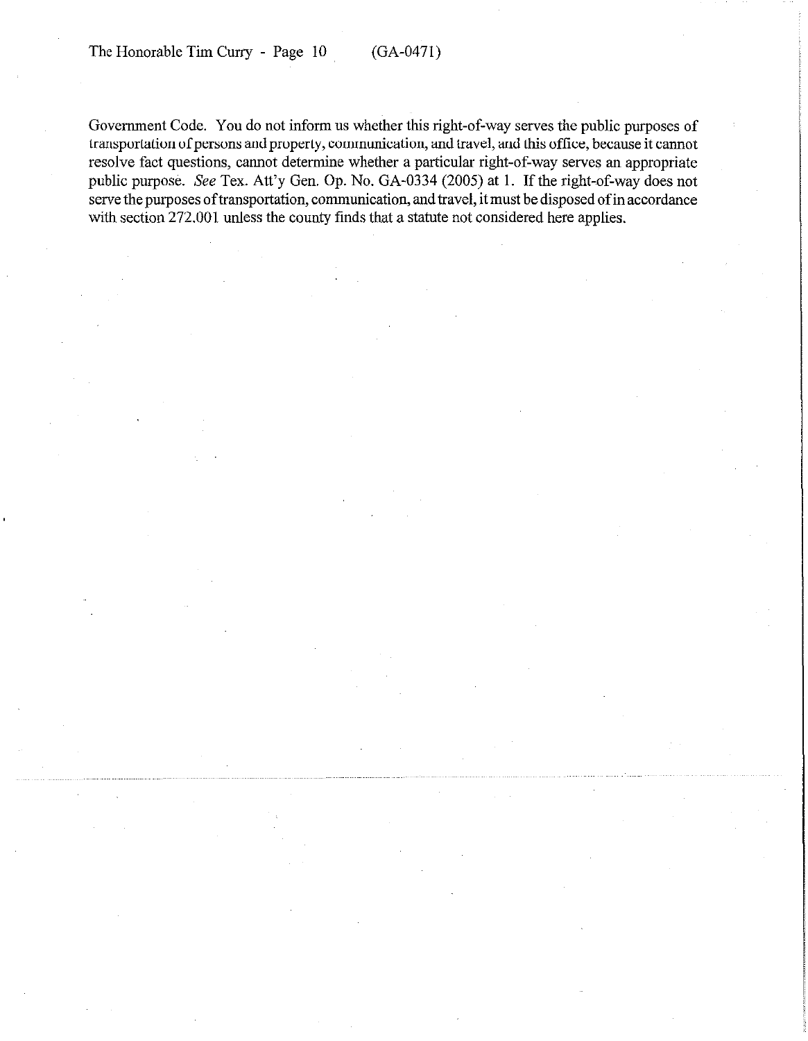Government Code. You do not inform us whether this right-of-way serves the public purposes of transportation of persons and property, communication, and travel, and this office, because it cannot resolve fact questions, cannot determine whether a particular right-of-way serves an appropriate public purpose. *See* Tex. Att'y Gen. Op. No. GA-0334 (2005) at 1. If the right-of-way does not serve the purposes of transportation, communication, and travel, it must be disposed of in accordance with section 272.001 unless the county finds that a statute not considered here applies.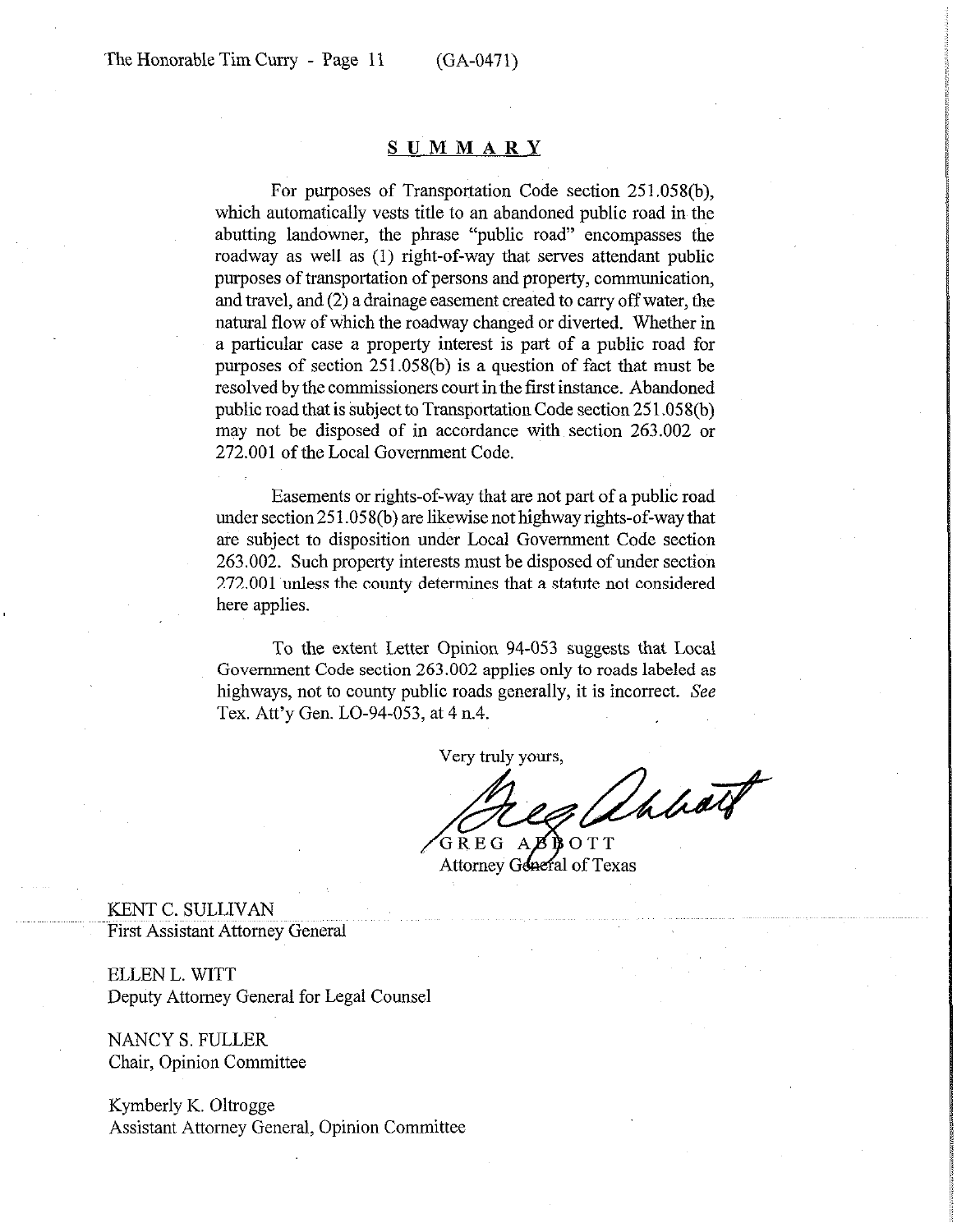## SUMMARY

For purposes of Transportation Code section 251.058(b), which automatically vests title to an abandoned public road in the abutting landowner, the phrase "public road" encompasses the roadway as well as (1) right-of-way that serves attendant public purposes of transportation of persons and property, communication, and travel, and (2) a drainage easement created to carry off water, the natural flow of which the roadway changed or diverted. Whether in a particular case a property interest is part of a public road for purposes of section 251.058(b) is a question of fact that must be resolved by the commissioners court in the first instance. Abandoned public road that is subject to Transportation Code section 251.058(b) may not be disposed of in accordance with section 263.002 or 272.001 of the Local Government Code.

Easements or rights-of-way that are not part of a public road under section 251.058(b) are likewise not highway rights-of-way that are subject to disposition under Local Government Code section 263.002. Such property interests must be disposed of under section 272.001 unless the county determines that a statute not considered here applies.

To the extent Letter Opinion 94-053 suggests that Local Government Code section 263.002 applies only to roads labeled as highways, not to county public roads generally, it is incorrect. *See* Tex. Att'y Gen. LO-94-053, at 4 n.4.

Very truly yours,

GREG ABBOTT
Attorney General of Texas

KENT C. SULLIVAN
First Assistant Attorney General

ELLEN L. WITT
Deputy Attorney General for Legal Counsel

NANCY S. FULLER
Chair, Opinion Committee

Kymberly K. Oltrogge
Assistant Attorney General, Opinion Committee